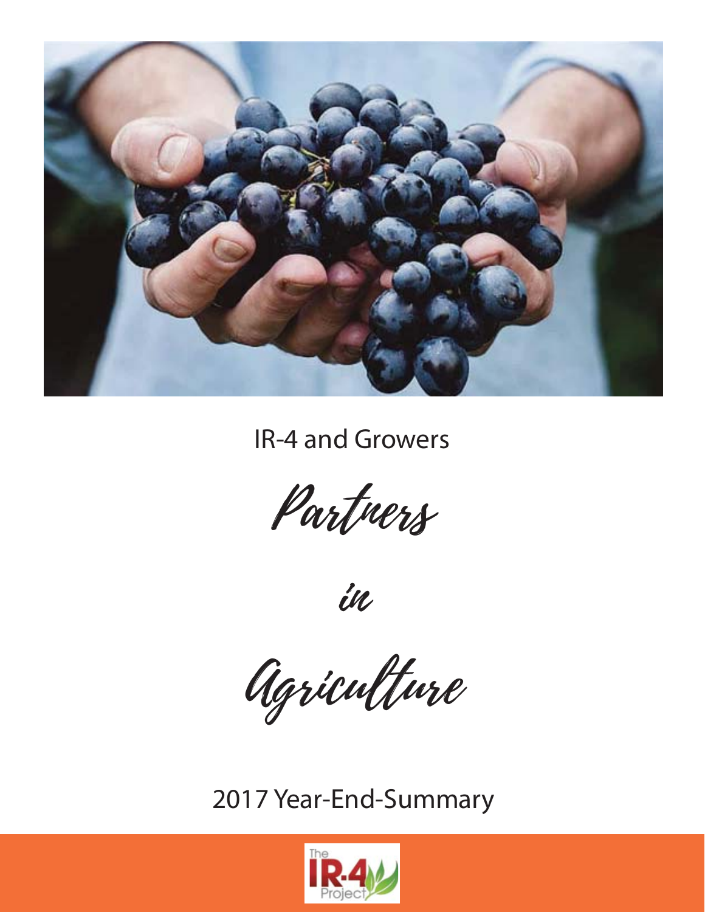IR-4 and Growers

# Partners in Agriculture

2017 Year-End-Summary

The IR-4 Project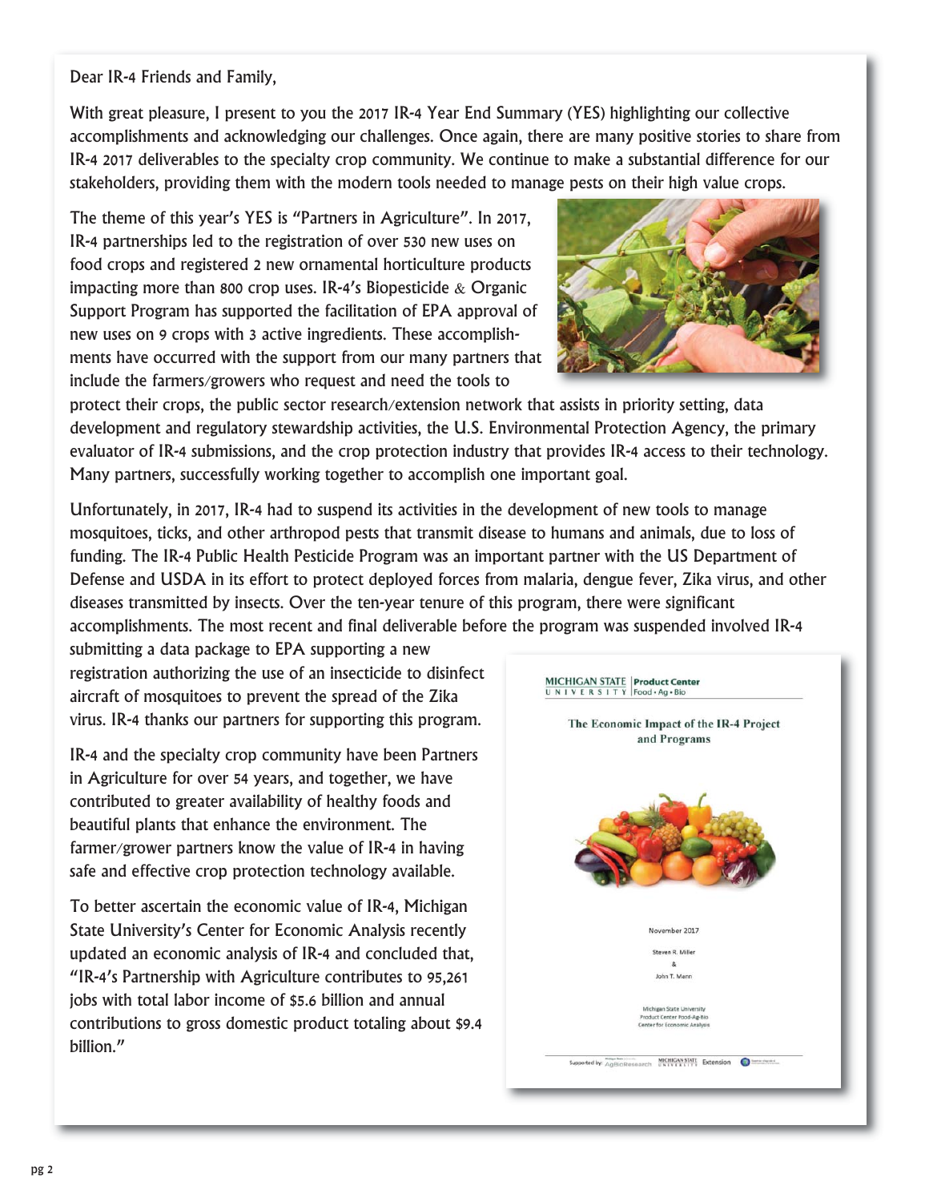Dear IR-4 Friends and Family,

With great pleasure, I present to you the 2017 IR-4 Year End Summary (YES) highlighting our collective accomplishments and acknowledging our challenges. Once again, there are many positive stories to share from IR-4 2017 deliverables to the specialty crop community. We continue to make a substantial difference for our stakeholders, providing them with the modern tools needed to manage pests on their high value crops.

The theme of this year's YES is "Partners in Agriculture". In 2017, IR-4 partnerships led to the registration of over 530 new uses on food crops and registered 2 new ornamental horticulture products impacting more than 800 crop uses. IR-4's Biopesticide & Organic Support Program has supported the facilitation of EPA approval of new uses on 9 crops with 3 active ingredients. These accomplishments have occurred with the support from our many partners that include the farmers/growers who request and need the tools to protect their crops, the public sector research/extension network that assists in priority setting, data development and regulatory stewardship activities, the U.S. Environmental Protection Agency, the primary evaluator of IR-4 submissions, and the crop protection industry that provides IR-4 access to their technology. Many partners, successfully working together to accomplish one important goal.

Unfortunately, in 2017, IR-4 had to suspend its activities in the development of new tools to manage mosquitoes, ticks, and other arthropod pests that transmit disease to humans and animals, due to loss of funding. The IR-4 Public Health Pesticide Program was an important partner with the US Department of Defense and USDA in its effort to protect deployed forces from malaria, dengue fever, Zika virus, and other diseases transmitted by insects. Over the ten-year tenure of this program, there were significant accomplishments. The most recent and final deliverable before the program was suspended involved IR-4 submitting a data package to EPA supporting a new registration authorizing the use of an insecticide to disinfect aircraft of mosquitoes to prevent the spread of the Zika virus. IR-4 thanks our partners for supporting this program.

IR-4 and the specialty crop community have been Partners in Agriculture for over 54 years, and together, we have contributed to greater availability of healthy foods and beautiful plants that enhance the environment. The farmer/grower partners know the value of IR-4 in having safe and effective crop protection technology available.

To better ascertain the economic value of IR-4, Michigan State University's Center for Economic Analysis recently updated an economic analysis of IR-4 and concluded that, "IR-4's Partnership with Agriculture contributes to 95,261 jobs with total labor income of $5.6 billion and annual contributions to gross domestic product totaling about $9.4 billion."

MICHIGAN STATE UNIVERSITY | Product Center Food • Ag • Bio

The Economic Impact of the IR-4 Project and Programs

November 2017

Steven R. Miller & John T. Mann

Michigan State University Product Center Food-Ag-Bio Center for Economic Analysis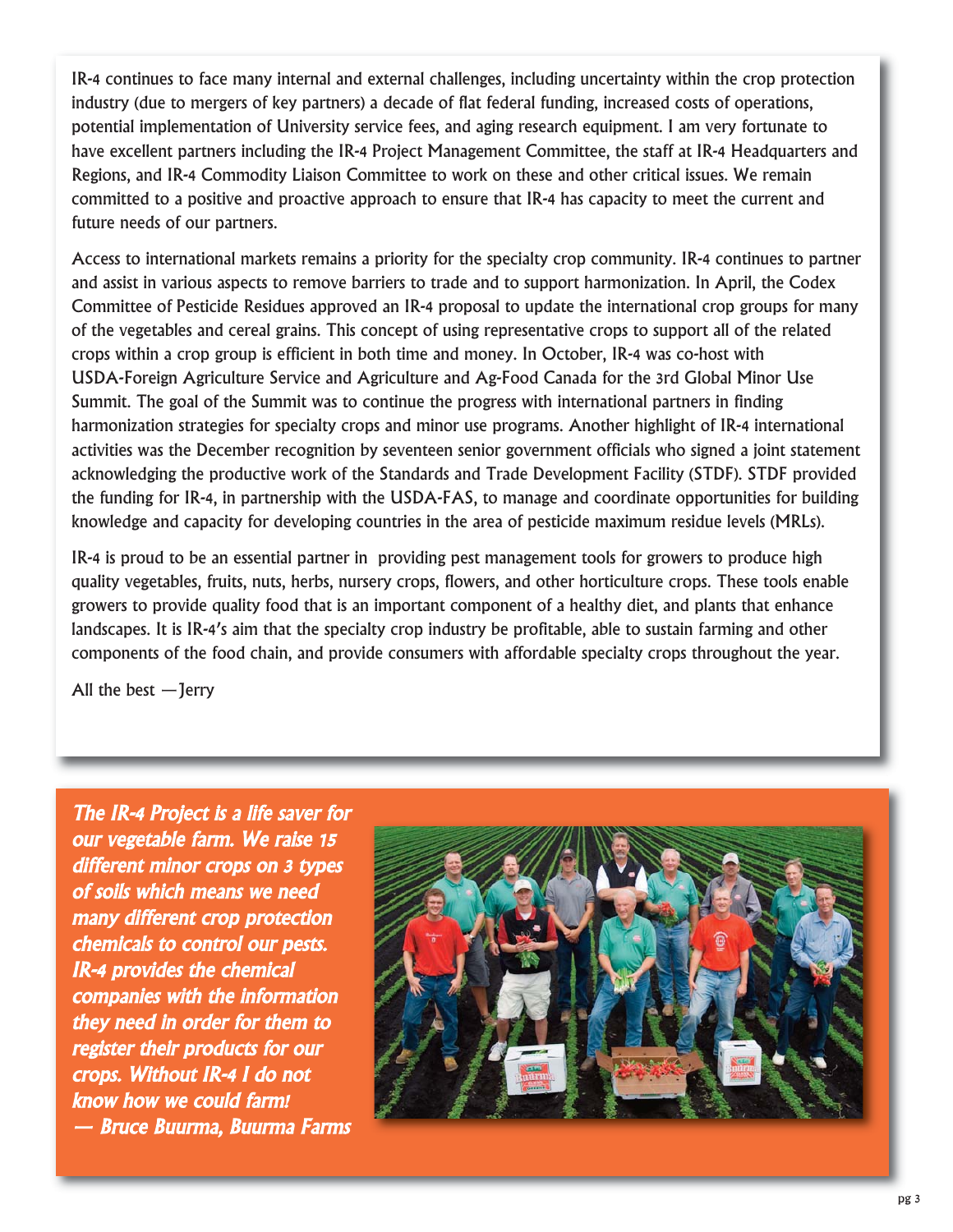IR-4 continues to face many internal and external challenges, including uncertainty within the crop protection industry (due to mergers of key partners) a decade of flat federal funding, increased costs of operations, potential implementation of University service fees, and aging research equipment. I am very fortunate to have excellent partners including the IR-4 Project Management Committee, the staff at IR-4 Headquarters and Regions, and IR-4 Commodity Liaison Committee to work on these and other critical issues. We remain committed to a positive and proactive approach to ensure that IR-4 has capacity to meet the current and future needs of our partners.

Access to international markets remains a priority for the specialty crop community. IR-4 continues to partner and assist in various aspects to remove barriers to trade and to support harmonization. In April, the Codex Committee of Pesticide Residues approved an IR-4 proposal to update the international crop groups for many of the vegetables and cereal grains. This concept of using representative crops to support all of the related crops within a crop group is efficient in both time and money. In October, IR-4 was co-host with USDA-Foreign Agriculture Service and Agriculture and Ag-Food Canada for the 3rd Global Minor Use Summit. The goal of the Summit was to continue the progress with international partners in finding harmonization strategies for specialty crops and minor use programs. Another highlight of IR-4 international activities was the December recognition by seventeen senior government officials who signed a joint statement acknowledging the productive work of the Standards and Trade Development Facility (STDF). STDF provided the funding for IR-4, in partnership with the USDA-FAS, to manage and coordinate opportunities for building knowledge and capacity for developing countries in the area of pesticide maximum residue levels (MRLs).

IR-4 is proud to be an essential partner in providing pest management tools for growers to produce high quality vegetables, fruits, nuts, herbs, nursery crops, flowers, and other horticulture crops. These tools enable growers to provide quality food that is an important component of a healthy diet, and plants that enhance landscapes. It is IR-4's aim that the specialty crop industry be profitable, able to sustain farming and other components of the food chain, and provide consumers with affordable specialty crops throughout the year.

All the best —Jerry

***The IR-4 Project is a life saver for our vegetable farm. We raise 15 different minor crops on 3 types of soils which means we need many different crop protection chemicals to control our pests. IR-4 provides the chemical companies with the information they need in order for them to register their products for our crops. Without IR-4 I do not know how we could farm!***
***— Bruce Buurma, Buurma Farms***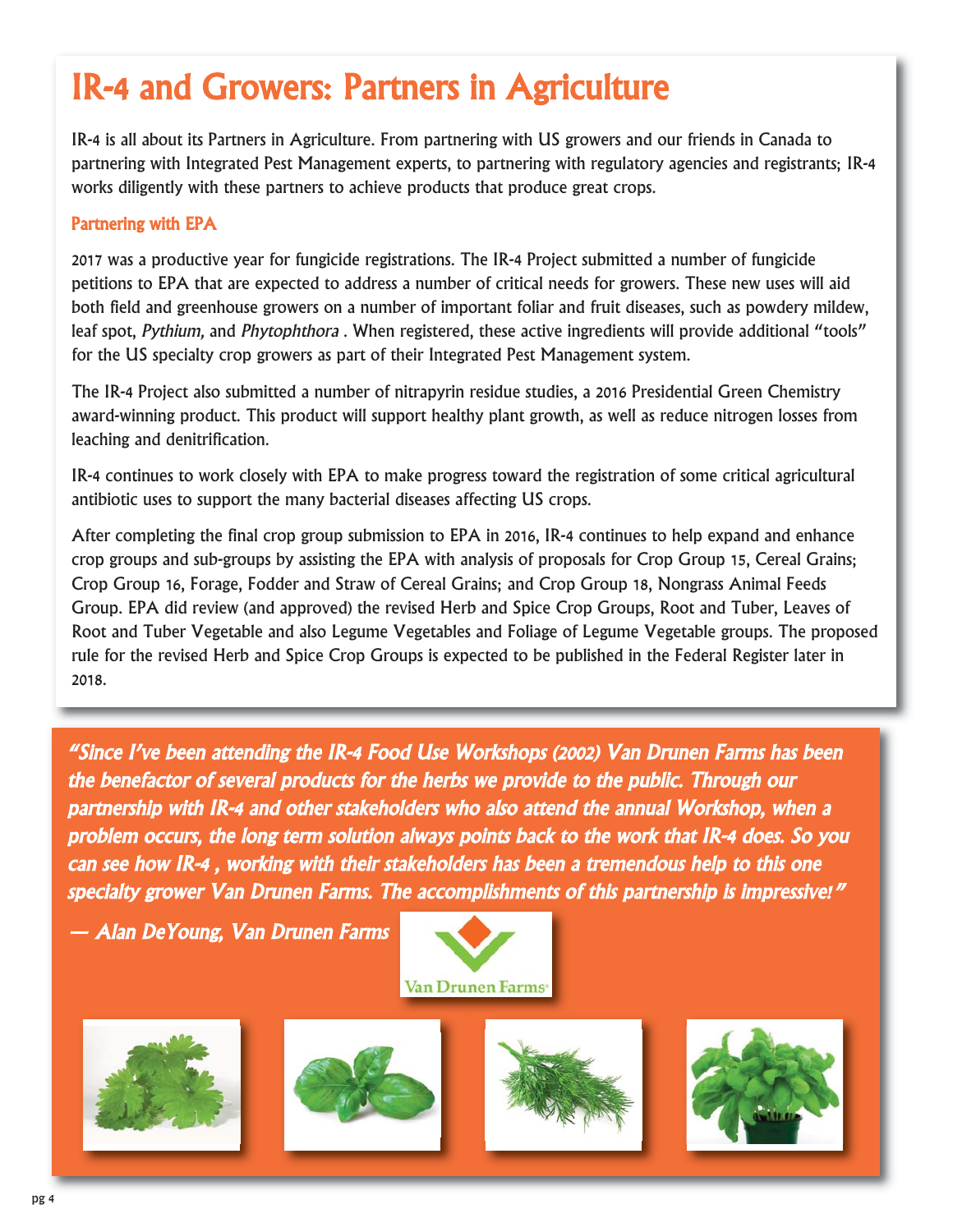# IR-4 and Growers: Partners in Agriculture

IR-4 is all about its Partners in Agriculture. From partnering with US growers and our friends in Canada to partnering with Integrated Pest Management experts, to partnering with regulatory agencies and registrants; IR-4 works diligently with these partners to achieve products that produce great crops.

### Partnering with EPA

2017 was a productive year for fungicide registrations. The IR-4 Project submitted a number of fungicide petitions to EPA that are expected to address a number of critical needs for growers. These new uses will aid both field and greenhouse growers on a number of important foliar and fruit diseases, such as powdery mildew, leaf spot, *Pythium,* and *Phytophthora* . When registered, these active ingredients will provide additional "tools" for the US specialty crop growers as part of their Integrated Pest Management system.

The IR-4 Project also submitted a number of nitrapyrin residue studies, a 2016 Presidential Green Chemistry award-winning product. This product will support healthy plant growth, as well as reduce nitrogen losses from leaching and denitrification.

IR-4 continues to work closely with EPA to make progress toward the registration of some critical agricultural antibiotic uses to support the many bacterial diseases affecting US crops.

After completing the final crop group submission to EPA in 2016, IR-4 continues to help expand and enhance crop groups and sub-groups by assisting the EPA with analysis of proposals for Crop Group 15, Cereal Grains; Crop Group 16, Forage, Fodder and Straw of Cereal Grains; and Crop Group 18, Nongrass Animal Feeds Group. EPA did review (and approved) the revised Herb and Spice Crop Groups, Root and Tuber, Leaves of Root and Tuber Vegetable and also Legume Vegetables and Foliage of Legume Vegetable groups. The proposed rule for the revised Herb and Spice Crop Groups is expected to be published in the Federal Register later in 2018.

***"Since I've been attending the IR-4 Food Use Workshops (2002) Van Drunen Farms has been the benefactor of several products for the herbs we provide to the public. Through our partnership with IR-4 and other stakeholders who also attend the annual Workshop, when a problem occurs, the long term solution always points back to the work that IR-4 does. So you can see how IR-4 , working with their stakeholders has been a tremendous help to this one specialty grower Van Drunen Farms. The accomplishments of this partnership is impressive!"***

***— Alan DeYoung, Van Drunen Farms***

Van Drunen Farms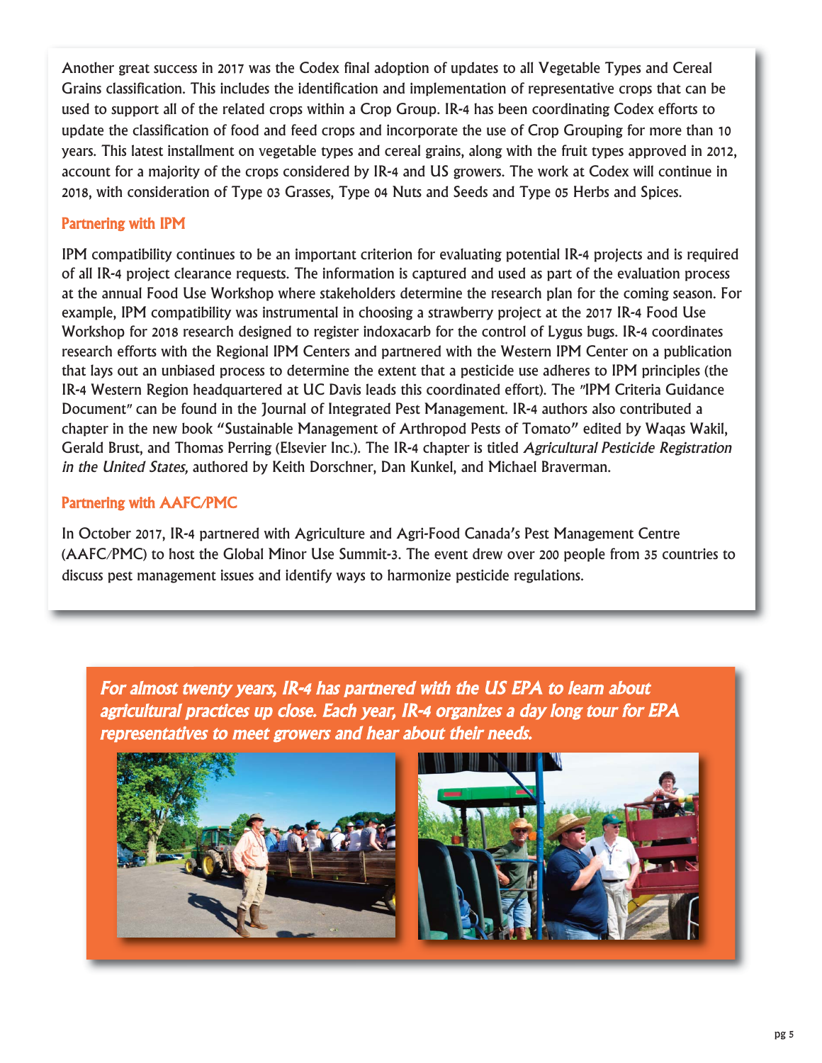Another great success in 2017 was the Codex final adoption of updates to all Vegetable Types and Cereal Grains classification. This includes the identification and implementation of representative crops that can be used to support all of the related crops within a Crop Group. IR-4 has been coordinating Codex efforts to update the classification of food and feed crops and incorporate the use of Crop Grouping for more than 10 years. This latest installment on vegetable types and cereal grains, along with the fruit types approved in 2012, account for a majority of the crops considered by IR-4 and US growers. The work at Codex will continue in 2018, with consideration of Type 03 Grasses, Type 04 Nuts and Seeds and Type 05 Herbs and Spices.

## Partnering with IPM

IPM compatibility continues to be an important criterion for evaluating potential IR-4 projects and is required of all IR-4 project clearance requests. The information is captured and used as part of the evaluation process at the annual Food Use Workshop where stakeholders determine the research plan for the coming season. For example, IPM compatibility was instrumental in choosing a strawberry project at the 2017 IR-4 Food Use Workshop for 2018 research designed to register indoxacarb for the control of Lygus bugs. IR-4 coordinates research efforts with the Regional IPM Centers and partnered with the Western IPM Center on a publication that lays out an unbiased process to determine the extent that a pesticide use adheres to IPM principles (the IR-4 Western Region headquartered at UC Davis leads this coordinated effort). The "IPM Criteria Guidance Document" can be found in the Journal of Integrated Pest Management. IR-4 authors also contributed a chapter in the new book "Sustainable Management of Arthropod Pests of Tomato" edited by Waqas Wakil, Gerald Brust, and Thomas Perring (Elsevier Inc.). The IR-4 chapter is titled *Agricultural Pesticide Registration in the United States,* authored by Keith Dorschner, Dan Kunkel, and Michael Braverman.

## Partnering with AAFC/PMC

In October 2017, IR-4 partnered with Agriculture and Agri-Food Canada's Pest Management Centre (AAFC/PMC) to host the Global Minor Use Summit-3. The event drew over 200 people from 35 countries to discuss pest management issues and identify ways to harmonize pesticide regulations.

***For almost twenty years, IR-4 has partnered with the US EPA to learn about agricultural practices up close. Each year, IR-4 organizes a day long tour for EPA representatives to meet growers and hear about their needs.***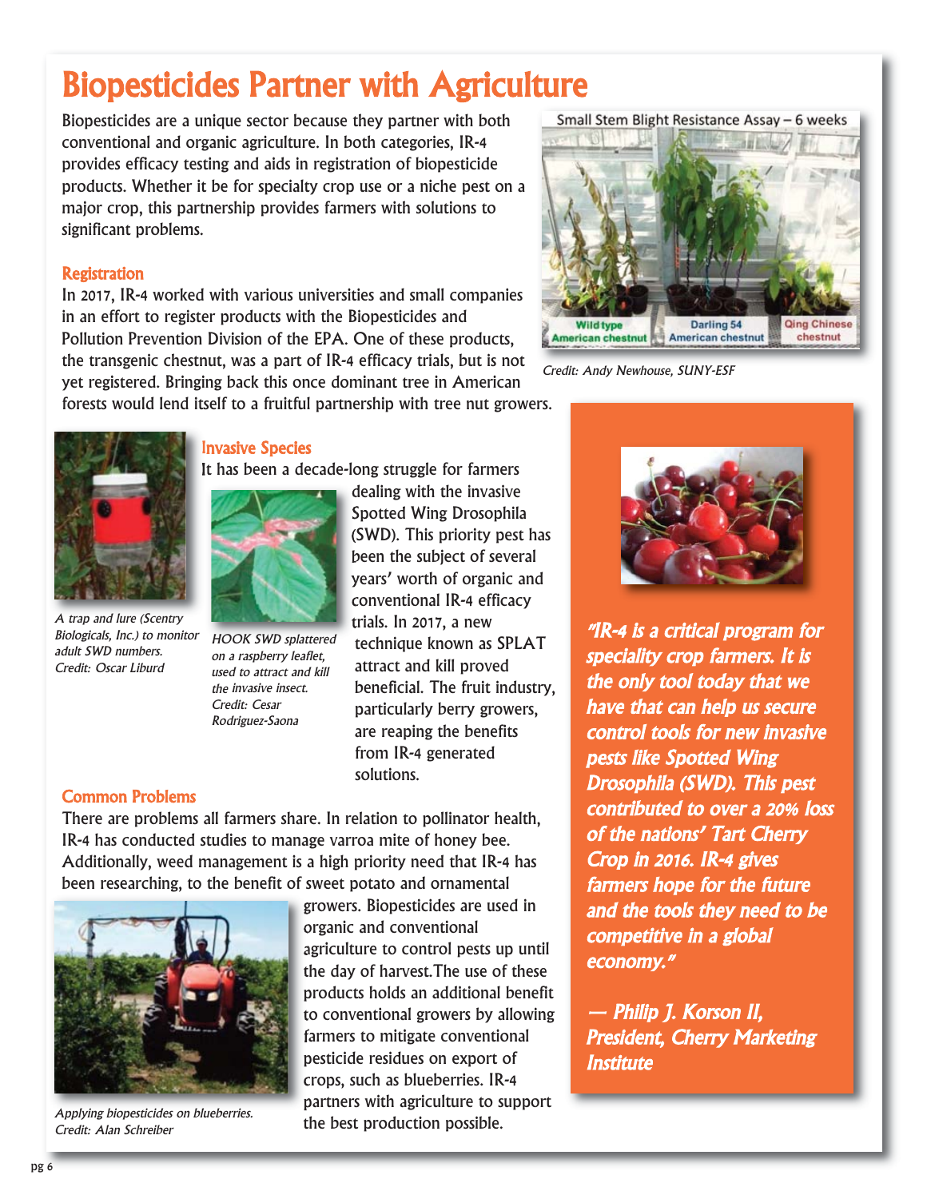# Biopesticides Partner with Agriculture

Biopesticides are a unique sector because they partner with both conventional and organic agriculture. In both categories, IR-4 provides efficacy testing and aids in registration of biopesticide products. Whether it be for specialty crop use or a niche pest on a major crop, this partnership provides farmers with solutions to significant problems.

## Registration

In 2017, IR-4 worked with various universities and small companies in an effort to register products with the Biopesticides and Pollution Prevention Division of the EPA. One of these products, the transgenic chestnut, was a part of IR-4 efficacy trials, but is not yet registered. Bringing back this once dominant tree in American forests would lend itself to a fruitful partnership with tree nut growers.

Small Stem Blight Resistance Assay – 6 weeks

Wild type American chestnut | Darling 54 American chestnut | Qing Chinese chestnut

*Credit: Andy Newhouse, SUNY-ESF*

## Invasive Species

It has been a decade-long struggle for farmers dealing with the invasive Spotted Wing Drosophila (SWD). This priority pest has been the subject of several years' worth of organic and conventional IR-4 efficacy trials. In 2017, a new technique known as SPLAT attract and kill proved beneficial. The fruit industry, particularly berry growers, are reaping the benefits from IR-4 generated solutions.

*A trap and lure (Scentry Biologicals, Inc.) to monitor adult SWD numbers. Credit: Oscar Liburd*

*HOOK SWD splattered on a raspberry leaflet, used to attract and kill the invasive insect. Credit: Cesar Rodriguez-Saona*

## Common Problems

There are problems all farmers share. In relation to pollinator health, IR-4 has conducted studies to manage varroa mite of honey bee. Additionally, weed management is a high priority need that IR-4 has been researching, to the benefit of sweet potato and ornamental growers. Biopesticides are used in organic and conventional agriculture to control pests up until the day of harvest.The use of these products holds an additional benefit to conventional growers by allowing farmers to mitigate conventional pesticide residues on export of crops, such as blueberries. IR-4 partners with agriculture to support the best production possible.

*Applying biopesticides on blueberries. Credit: Alan Schreiber*

***"IR-4 is a critical program for speciality crop farmers. It is the only tool today that we have that can help us secure control tools for new invasive pests like Spotted Wing Drosophila (SWD). This pest contributed to over a 20% loss of the nations' Tart Cherry Crop in 2016. IR-4 gives farmers hope for the future and the tools they need to be competitive in a global economy."***

***— Philip J. Korson II, President, Cherry Marketing Institute***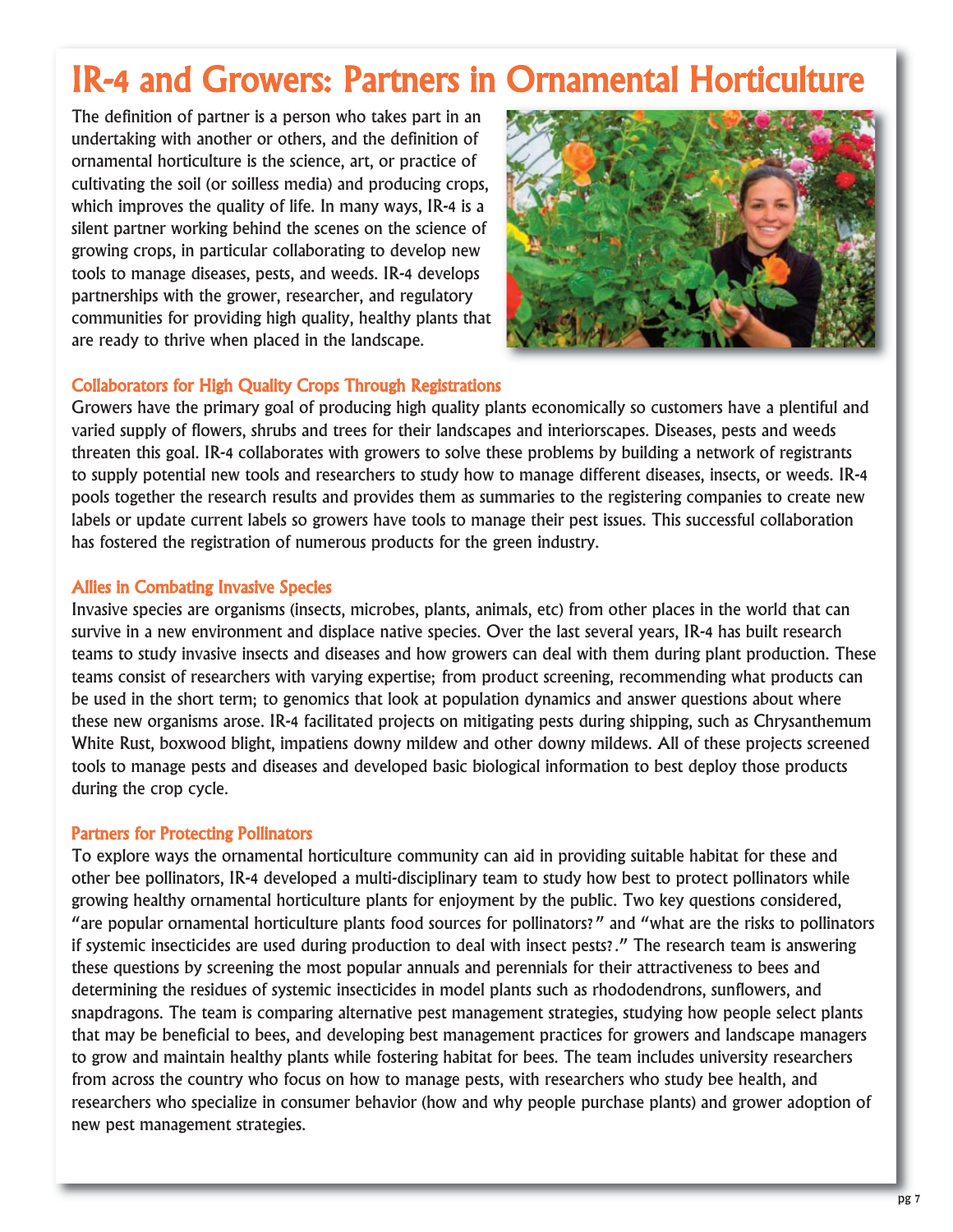# IR-4 and Growers: Partners in Ornamental Horticulture

The definition of partner is a person who takes part in an undertaking with another or others, and the definition of ornamental horticulture is the science, art, or practice of cultivating the soil (or soilless media) and producing crops, which improves the quality of life. In many ways, IR-4 is a silent partner working behind the scenes on the science of growing crops, in particular collaborating to develop new tools to manage diseases, pests, and weeds. IR-4 develops partnerships with the grower, researcher, and regulatory communities for providing high quality, healthy plants that are ready to thrive when placed in the landscape.

## Collaborators for High Quality Crops Through Registrations

Growers have the primary goal of producing high quality plants economically so customers have a plentiful and varied supply of flowers, shrubs and trees for their landscapes and interiorscapes. Diseases, pests and weeds threaten this goal. IR-4 collaborates with growers to solve these problems by building a network of registrants to supply potential new tools and researchers to study how to manage different diseases, insects, or weeds. IR-4 pools together the research results and provides them as summaries to the registering companies to create new labels or update current labels so growers have tools to manage their pest issues. This successful collaboration has fostered the registration of numerous products for the green industry.

## Allies in Combating Invasive Species

Invasive species are organisms (insects, microbes, plants, animals, etc) from other places in the world that can survive in a new environment and displace native species. Over the last several years, IR-4 has built research teams to study invasive insects and diseases and how growers can deal with them during plant production. These teams consist of researchers with varying expertise; from product screening, recommending what products can be used in the short term; to genomics that look at population dynamics and answer questions about where these new organisms arose. IR-4 facilitated projects on mitigating pests during shipping, such as Chrysanthemum White Rust, boxwood blight, impatiens downy mildew and other downy mildews. All of these projects screened tools to manage pests and diseases and developed basic biological information to best deploy those products during the crop cycle.

## Partners for Protecting Pollinators

To explore ways the ornamental horticulture community can aid in providing suitable habitat for these and other bee pollinators, IR-4 developed a multi-disciplinary team to study how best to protect pollinators while growing healthy ornamental horticulture plants for enjoyment by the public. Two key questions considered, "are popular ornamental horticulture plants food sources for pollinators?" and "what are the risks to pollinators if systemic insecticides are used during production to deal with insect pests?." The research team is answering these questions by screening the most popular annuals and perennials for their attractiveness to bees and determining the residues of systemic insecticides in model plants such as rhododendrons, sunflowers, and snapdragons. The team is comparing alternative pest management strategies, studying how people select plants that may be beneficial to bees, and developing best management practices for growers and landscape managers to grow and maintain healthy plants while fostering habitat for bees. The team includes university researchers from across the country who focus on how to manage pests, with researchers who study bee health, and researchers who specialize in consumer behavior (how and why people purchase plants) and grower adoption of new pest management strategies.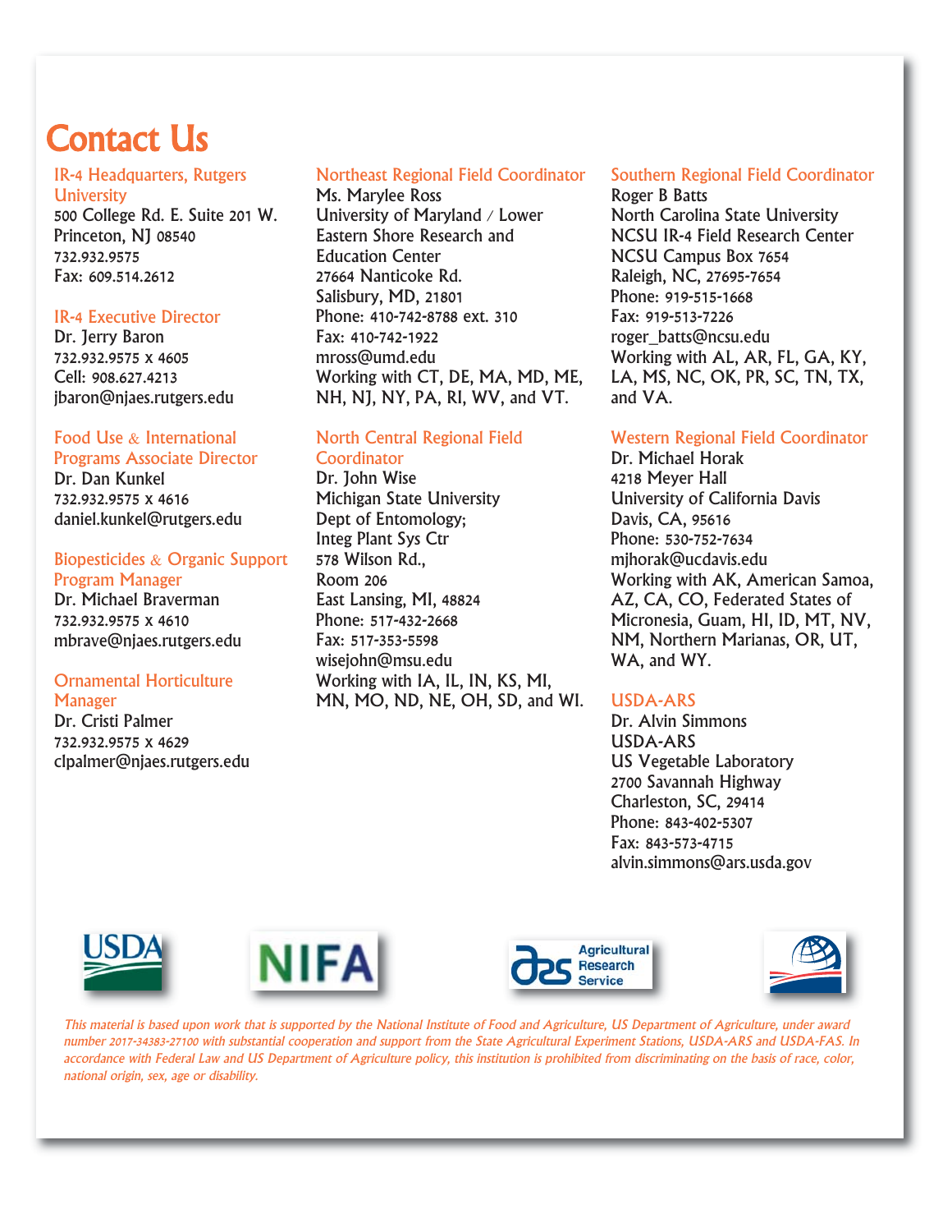# Contact Us

**IR-4 Headquarters, Rutgers University**
500 College Rd. E. Suite 201 W.
Princeton, NJ 08540
732.932.9575
Fax: 609.514.2612

**IR-4 Executive Director**
Dr. Jerry Baron
732.932.9575 x 4605
Cell: 908.627.4213
jbaron@njaes.rutgers.edu

**Food Use & International Programs Associate Director**
Dr. Dan Kunkel
732.932.9575 x 4616
daniel.kunkel@rutgers.edu

**Biopesticides & Organic Support Program Manager**
Dr. Michael Braverman
732.932.9575 x 4610
mbrave@njaes.rutgers.edu

**Ornamental Horticulture Manager**
Dr. Cristi Palmer
732.932.9575 x 4629
clpalmer@njaes.rutgers.edu

**Northeast Regional Field Coordinator**
Ms. Marylee Ross
University of Maryland / Lower Eastern Shore Research and Education Center
27664 Nanticoke Rd.
Salisbury, MD, 21801
Phone: 410-742-8788 ext. 310
Fax: 410-742-1922
mross@umd.edu
Working with CT, DE, MA, MD, ME, NH, NJ, NY, PA, RI, WV, and VT.

**North Central Regional Field Coordinator**
Dr. John Wise
Michigan State University
Dept of Entomology;
Integ Plant Sys Ctr
578 Wilson Rd.,
Room 206
East Lansing, MI, 48824
Phone: 517-432-2668
Fax: 517-353-5598
wisejohn@msu.edu
Working with IA, IL, IN, KS, MI, MN, MO, ND, NE, OH, SD, and WI.

**Southern Regional Field Coordinator**
Roger B Batts
North Carolina State University
NCSU IR-4 Field Research Center
NCSU Campus Box 7654
Raleigh, NC, 27695-7654
Phone: 919-515-1668
Fax: 919-513-7226
roger_batts@ncsu.edu
Working with AL, AR, FL, GA, KY, LA, MS, NC, OK, PR, SC, TN, TX, and VA.

**Western Regional Field Coordinator**
Dr. Michael Horak
4218 Meyer Hall
University of California Davis
Davis, CA, 95616
Phone: 530-752-7634
mjhorak@ucdavis.edu
Working with AK, American Samoa, AZ, CA, CO, Federated States of Micronesia, Guam, HI, ID, MT, NV, NM, Northern Marianas, OR, UT, WA, and WY.

**USDA-ARS**
Dr. Alvin Simmons
USDA-ARS
US Vegetable Laboratory
2700 Savannah Highway
Charleston, SC, 29414
Phone: 843-402-5307
Fax: 843-573-4715
alvin.simmons@ars.usda.gov

*This material is based upon work that is supported by the National Institute of Food and Agriculture, US Department of Agriculture, under award number 2017-34383-27100 with substantial cooperation and support from the State Agricultural Experiment Stations, USDA-ARS and USDA-FAS. In accordance with Federal Law and US Department of Agriculture policy, this institution is prohibited from discriminating on the basis of race, color, national origin, sex, age or disability.*